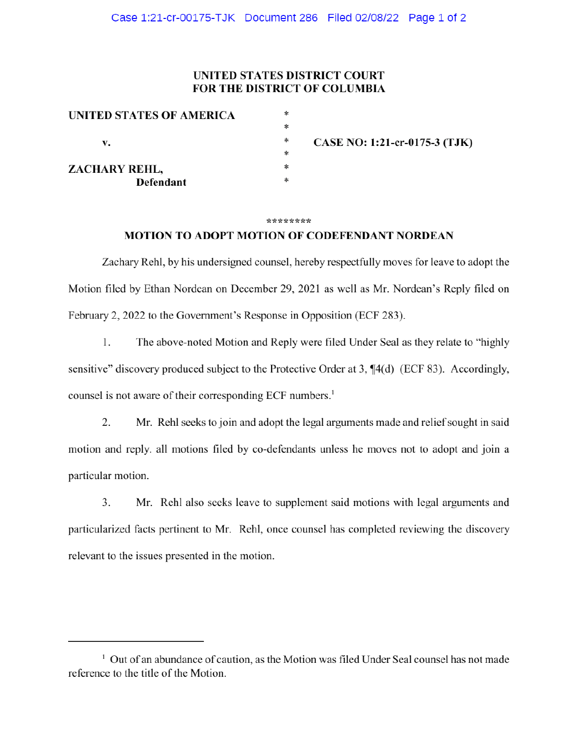UNITED STATES DISTRICT COURT
FOR THE DISTRICT OF COLUMBIA

| | | |
|---|---|---|
| UNITED STATES OF AMERICA | * | |
| | * | |
| v. | * | CASE NO: 1:21-cr-0175-3 (TJK) |
| | * | |
| ZACHARY REHL, | * | |
| Defendant | * | |

********

## MOTION TO ADOPT MOTION OF CODEFENDANT NORDEAN

Zachary Rehl, by his undersigned counsel, hereby respectfully moves for leave to adopt the Motion filed by Ethan Nordean on December 29, 2021 as well as Mr. Nordean's Reply filed on February 2, 2022 to the Government's Response in Opposition (ECF 283).

1. The above-noted Motion and Reply were filed Under Seal as they relate to "highly sensitive" discovery produced subject to the Protective Order at 3, ¶4(d) (ECF 83). Accordingly, counsel is not aware of their corresponding ECF numbers.[1]

2. Mr. Rehl seeks to join and adopt the legal arguments made and relief sought in said motion and reply. all motions filed by co-defendants unless he moves not to adopt and join a particular motion.

3. Mr. Rehl also seeks leave to supplement said motions with legal arguments and particularized facts pertinent to Mr. Rehl, once counsel has completed reviewing the discovery relevant to the issues presented in the motion.

---

[1] Out of an abundance of caution, as the Motion was filed Under Seal counsel has not made reference to the title of the Motion.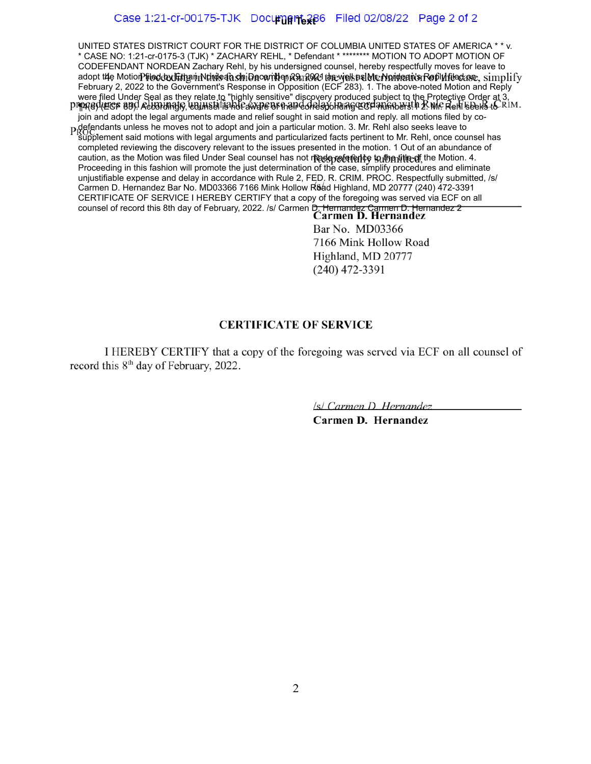4. Proceeding in this fashion will promote the just determination of the case, simplify procedures and eliminate unjustifiable expense and delay in accordance with Rule 2, FED. R. CRIM. PROC.

Respectfully submitted,

/s/

**Carmen D. Hernandez**
Bar No. MD03366
7166 Mink Hollow Road
Highland, MD 20777
(240) 472-3391

**CERTIFICATE OF SERVICE**

I HEREBY CERTIFY that a copy of the foregoing was served via ECF on all counsel of record this 8th day of February, 2022.

*/s/ Carmen D. Hernandez*
**Carmen D. Hernandez**